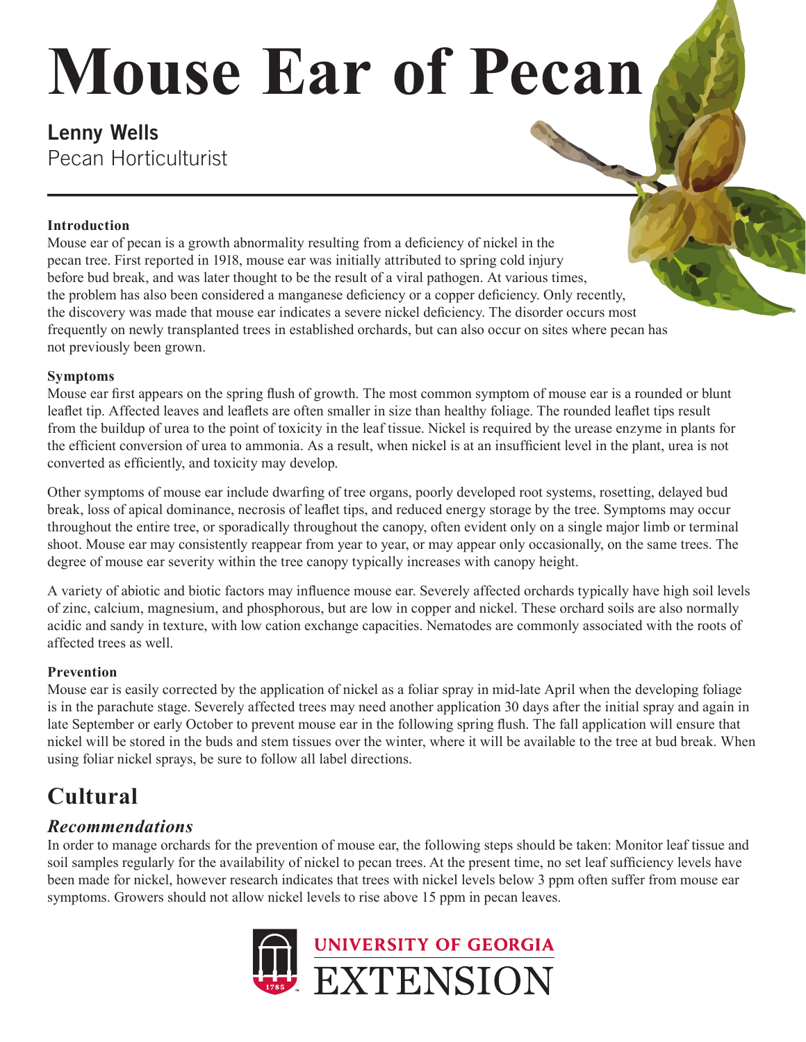# Mouse Ear of Pecan

**Lenny Wells**
Pecan Horticulturist

**Introduction**

Mouse ear of pecan is a growth abnormality resulting from a deficiency of nickel in the pecan tree. First reported in 1918, mouse ear was initially attributed to spring cold injury before bud break, and was later thought to be the result of a viral pathogen. At various times, the problem has also been considered a manganese deficiency or a copper deficiency. Only recently, the discovery was made that mouse ear indicates a severe nickel deficiency. The disorder occurs most frequently on newly transplanted trees in established orchards, but can also occur on sites where pecan has not previously been grown.

**Symptoms**

Mouse ear first appears on the spring flush of growth. The most common symptom of mouse ear is a rounded or blunt leaflet tip. Affected leaves and leaflets are often smaller in size than healthy foliage. The rounded leaflet tips result from the buildup of urea to the point of toxicity in the leaf tissue. Nickel is required by the urease enzyme in plants for the efficient conversion of urea to ammonia. As a result, when nickel is at an insufficient level in the plant, urea is not converted as efficiently, and toxicity may develop.

Other symptoms of mouse ear include dwarfing of tree organs, poorly developed root systems, rosetting, delayed bud break, loss of apical dominance, necrosis of leaflet tips, and reduced energy storage by the tree. Symptoms may occur throughout the entire tree, or sporadically throughout the canopy, often evident only on a single major limb or terminal shoot. Mouse ear may consistently reappear from year to year, or may appear only occasionally, on the same trees. The degree of mouse ear severity within the tree canopy typically increases with canopy height.

A variety of abiotic and biotic factors may influence mouse ear. Severely affected orchards typically have high soil levels of zinc, calcium, magnesium, and phosphorous, but are low in copper and nickel. These orchard soils are also normally acidic and sandy in texture, with low cation exchange capacities. Nematodes are commonly associated with the roots of affected trees as well.

**Prevention**

Mouse ear is easily corrected by the application of nickel as a foliar spray in mid-late April when the developing foliage is in the parachute stage. Severely affected trees may need another application 30 days after the initial spray and again in late September or early October to prevent mouse ear in the following spring flush. The fall application will ensure that nickel will be stored in the buds and stem tissues over the winter, where it will be available to the tree at bud break. When using foliar nickel sprays, be sure to follow all label directions.

## Cultural

### *Recommendations*

In order to manage orchards for the prevention of mouse ear, the following steps should be taken: Monitor leaf tissue and soil samples regularly for the availability of nickel to pecan trees. At the present time, no set leaf sufficiency levels have been made for nickel, however research indicates that trees with nickel levels below 3 ppm often suffer from mouse ear symptoms. Growers should not allow nickel levels to rise above 15 ppm in pecan leaves.

UNIVERSITY OF GEORGIA EXTENSION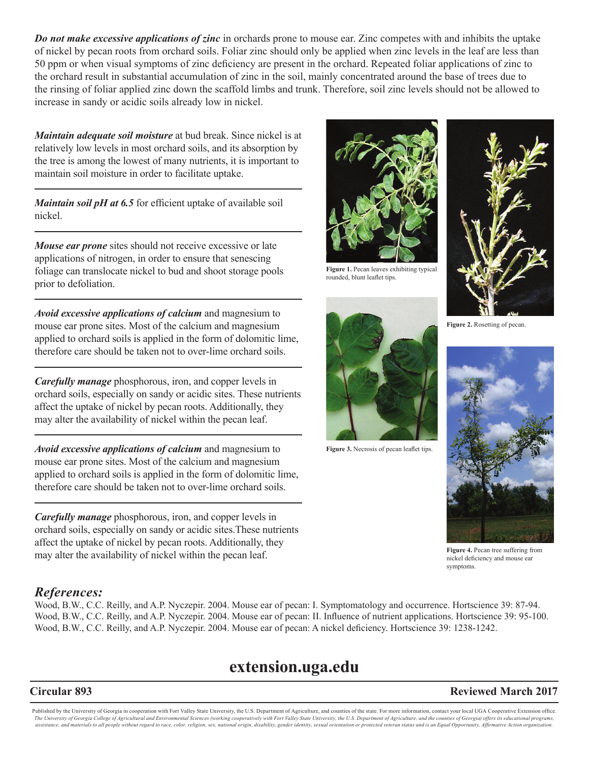***Do not make excessive applications of zinc*** in orchards prone to mouse ear. Zinc competes with and inhibits the uptake of nickel by pecan roots from orchard soils. Foliar zinc should only be applied when zinc levels in the leaf are less than 50 ppm or when visual symptoms of zinc deficiency are present in the orchard. Repeated foliar applications of zinc to the orchard result in substantial accumulation of zinc in the soil, mainly concentrated around the base of trees due to the rinsing of foliar applied zinc down the scaffold limbs and trunk. Therefore, soil zinc levels should not be allowed to increase in sandy or acidic soils already low in nickel.

***Maintain adequate soil moisture*** at bud break. Since nickel is at relatively low levels in most orchard soils, and its absorption by the tree is among the lowest of many nutrients, it is important to maintain soil moisture in order to facilitate uptake.

***Maintain soil pH at 6.5*** for efficient uptake of available soil nickel.

***Mouse ear prone*** sites should not receive excessive or late applications of nitrogen, in order to ensure that senescing foliage can translocate nickel to bud and shoot storage pools prior to defoliation.

***Avoid excessive applications of calcium*** and magnesium to mouse ear prone sites. Most of the calcium and magnesium applied to orchard soils is applied in the form of dolomitic lime, therefore care should be taken not to over-lime orchard soils.

***Carefully manage*** phosphorous, iron, and copper levels in orchard soils, especially on sandy or acidic sites. These nutrients affect the uptake of nickel by pecan roots. Additionally, they may alter the availability of nickel within the pecan leaf.

***Avoid excessive applications of calcium*** and magnesium to mouse ear prone sites. Most of the calcium and magnesium applied to orchard soils is applied in the form of dolomitic lime, therefore care should be taken not to over-lime orchard soils.

***Carefully manage*** phosphorous, iron, and copper levels in orchard soils, especially on sandy or acidic sites.These nutrients affect the uptake of nickel by pecan roots. Additionally, they may alter the availability of nickel within the pecan leaf.

**Figure 1.** Pecan leaves exhibiting typical rounded, blunt leaflet tips.

**Figure 2.** Rosetting of pecan.

**Figure 3.** Necrosis of pecan leaflet tips.

**Figure 4.** Pecan tree suffering from nickel deficiency and mouse ear symptoms.

## *References:*

Wood, B.W., C.C. Reilly, and A.P. Nyczepir. 2004. Mouse ear of pecan: I. Symptomatology and occurrence. Hortscience 39: 87-94.
Wood, B.W., C.C. Reilly, and A.P. Nyczepir. 2004. Mouse ear of pecan: II. Influence of nutrient applications. Hortscience 39: 95-100.
Wood, B.W., C.C. Reilly, and A.P. Nyczepir. 2004. Mouse ear of pecan: A nickel deficiency. Hortscience 39: 1238-1242.

## extension.uga.edu

**Circular 893** **Reviewed March 2017**

Published by the University of Georgia in cooperation with Fort Valley State University, the U.S. Department of Agriculture, and counties of the state. For more information, contact your local UGA Cooperative Extension office.
*The University of Georgia College of Agricultural and Environmental Sciences (working cooperatively with Fort Valley State University, the U.S. Department of Agriculture, and the counties of Georgia) offers its educational programs, assistance, and materials to all people without regard to race, color, religion, sex, national origin, disability, gender identity, sexual orientation or protected veteran status and is an Equal Opportunity, Affirmative Action organization.*